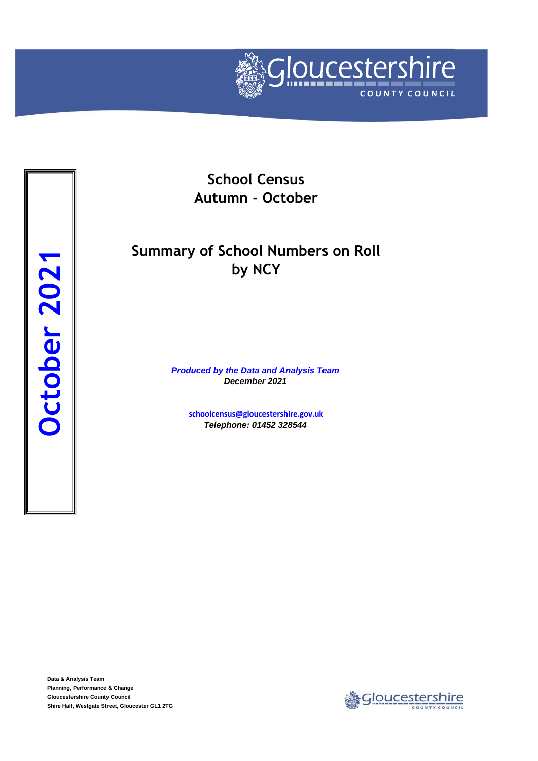Gloucestershire COUNTY COUNCIL

**October 2021**

# School Census
# Autumn - October

## Summary of School Numbers on Roll by NCY

***Produced by the Data and Analysis Team***
***December 2021***

schoolcensus@gloucestershire.gov.uk
***Telephone: 01452 328544***

**Data & Analysis Team**
**Planning, Performance & Change**
**Gloucestershire County Council**
**Shire Hall, Westgate Street, Gloucester GL1 2TG**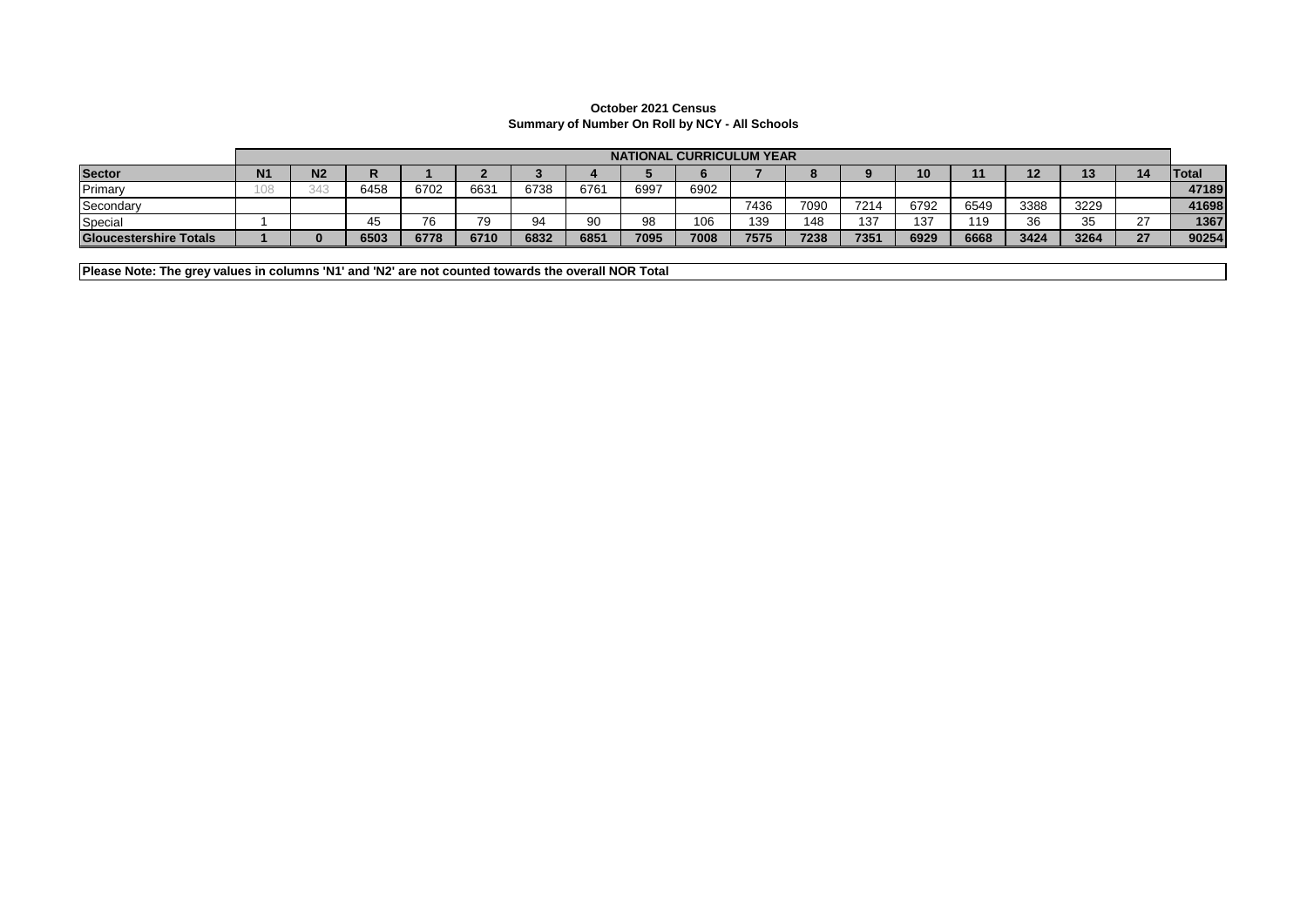**October 2021 Census**
**Summary of Number On Roll by NCY - All Schools**

| | NATIONAL CURRICULUM YEAR | | | | | | | | | | | | | | | | | |
|---|---|---|---|---|---|---|---|---|---|---|---|---|---|---|---|---|---|---|
| **Sector** | **N1** | **N2** | **R** | **1** | **2** | **3** | **4** | **5** | **6** | **7** | **8** | **9** | **10** | **11** | **12** | **13** | **14** | **Total** |
| Primary | 108 | 343 | 6458 | 6702 | 6631 | 6738 | 6761 | 6997 | 6902 | | | | | | | | | **47189** |
| Secondary | | | | | | | | | | 7436 | 7090 | 7214 | 6792 | 6549 | 3388 | 3229 | | **41698** |
| Special | 1 | | 45 | 76 | 79 | 94 | 90 | 98 | 106 | 139 | 148 | 137 | 137 | 119 | 36 | 35 | 27 | **1367** |
| **Gloucestershire Totals** | **1** | **0** | **6503** | **6778** | **6710** | **6832** | **6851** | **7095** | **7008** | **7575** | **7238** | **7351** | **6929** | **6668** | **3424** | **3264** | **27** | **90254** |

**Please Note: The grey values in columns 'N1' and 'N2' are not counted towards the overall NOR Total**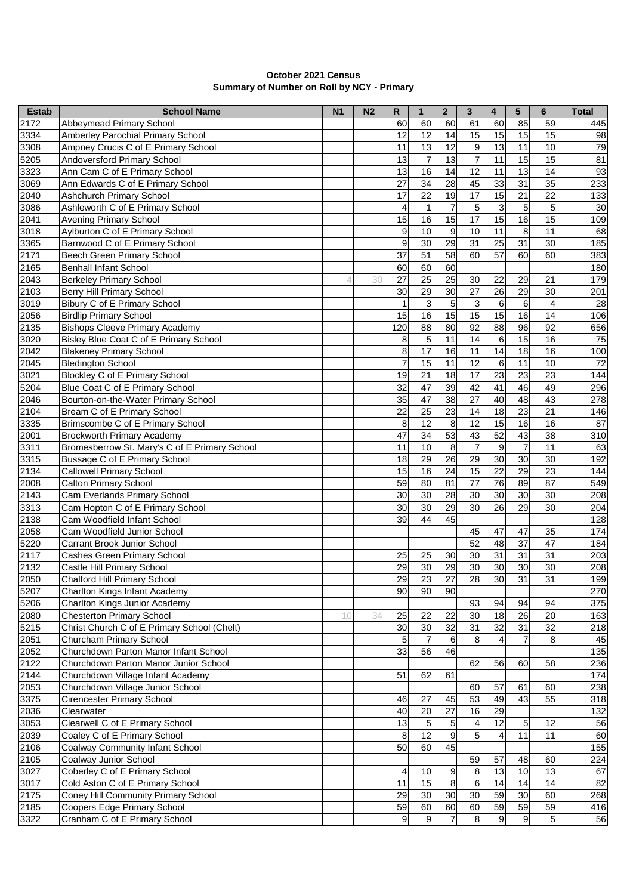**October 2021 Census**
**Summary of Number on Roll by NCY - Primary**

| Estab | School Name | N1 | N2 | R | 1 | 2 | 3 | 4 | 5 | 6 | Total |
|---|---|---|---|---|---|---|---|---|---|---|---|
| 2172 | Abbeymead Primary School | | | 60 | 60 | 60 | 61 | 60 | 85 | 59 | 445 |
| 3334 | Amberley Parochial Primary School | | | 12 | 12 | 14 | 15 | 15 | 15 | 15 | 98 |
| 3308 | Ampney Crucis C of E Primary School | | | 11 | 13 | 12 | 9 | 13 | 11 | 10 | 79 |
| 5205 | Andoversford Primary School | | | 13 | 7 | 13 | 7 | 11 | 15 | 15 | 81 |
| 3323 | Ann Cam C of E Primary School | | | 13 | 16 | 14 | 12 | 11 | 13 | 14 | 93 |
| 3069 | Ann Edwards C of E Primary School | | | 27 | 34 | 28 | 45 | 33 | 31 | 35 | 233 |
| 2040 | Ashchurch Primary School | | | 17 | 22 | 19 | 17 | 15 | 21 | 22 | 133 |
| 3086 | Ashleworth C of E Primary School | | | 4 | 1 | 7 | 5 | 3 | 5 | 5 | 30 |
| 2041 | Avening Primary School | | | 15 | 16 | 15 | 17 | 15 | 16 | 15 | 109 |
| 3018 | Aylburton C of E Primary School | | | 9 | 10 | 9 | 10 | 11 | 8 | 11 | 68 |
| 3365 | Barnwood C of E Primary School | | | 9 | 30 | 29 | 31 | 25 | 31 | 30 | 185 |
| 2171 | Beech Green Primary School | | | 37 | 51 | 58 | 60 | 57 | 60 | 60 | 383 |
| 2165 | Benhall Infant School | | | 60 | 60 | 60 | | | | | 180 |
| 2043 | Berkeley Primary School | 4 | 30 | 27 | 25 | 25 | 30 | 22 | 29 | 21 | 179 |
| 2103 | Berry Hill Primary School | | | 30 | 29 | 30 | 27 | 26 | 29 | 30 | 201 |
| 3019 | Bibury C of E Primary School | | | 1 | 3 | 5 | 3 | 6 | 6 | 4 | 28 |
| 2056 | Birdlip Primary School | | | 15 | 16 | 15 | 15 | 15 | 16 | 14 | 106 |
| 2135 | Bishops Cleeve Primary Academy | | | 120 | 88 | 80 | 92 | 88 | 96 | 92 | 656 |
| 3020 | Bisley Blue Coat C of E Primary School | | | 8 | 5 | 11 | 14 | 6 | 15 | 16 | 75 |
| 2042 | Blakeney Primary School | | | 8 | 17 | 16 | 11 | 14 | 18 | 16 | 100 |
| 2045 | Bledington School | | | 7 | 15 | 11 | 12 | 6 | 11 | 10 | 72 |
| 3021 | Blockley C of E Primary School | | | 19 | 21 | 18 | 17 | 23 | 23 | 23 | 144 |
| 5204 | Blue Coat C of E Primary School | | | 32 | 47 | 39 | 42 | 41 | 46 | 49 | 296 |
| 2046 | Bourton-on-the-Water Primary School | | | 35 | 47 | 38 | 27 | 40 | 48 | 43 | 278 |
| 2104 | Bream C of E Primary School | | | 22 | 25 | 23 | 14 | 18 | 23 | 21 | 146 |
| 3335 | Brimscombe C of E Primary School | | | 8 | 12 | 8 | 12 | 15 | 16 | 16 | 87 |
| 2001 | Brockworth Primary Academy | | | 47 | 34 | 53 | 43 | 52 | 43 | 38 | 310 |
| 3311 | Bromesberrow St. Mary's C of E Primary School | | | 11 | 10 | 8 | 7 | 9 | 7 | 11 | 63 |
| 3315 | Bussage C of E Primary School | | | 18 | 29 | 26 | 29 | 30 | 30 | 30 | 192 |
| 2134 | Callowell Primary School | | | 15 | 16 | 24 | 15 | 22 | 29 | 23 | 144 |
| 2008 | Calton Primary School | | | 59 | 80 | 81 | 77 | 76 | 89 | 87 | 549 |
| 2143 | Cam Everlands Primary School | | | 30 | 30 | 28 | 30 | 30 | 30 | 30 | 208 |
| 3313 | Cam Hopton C of E Primary School | | | 30 | 30 | 29 | 30 | 26 | 29 | 30 | 204 |
| 2138 | Cam Woodfield Infant School | | | 39 | 44 | 45 | | | | | 128 |
| 2058 | Cam Woodfield Junior School | | | | | | 45 | 47 | 47 | 35 | 174 |
| 5220 | Carrant Brook Junior School | | | | | | 52 | 48 | 37 | 47 | 184 |
| 2117 | Cashes Green Primary School | | | 25 | 25 | 30 | 30 | 31 | 31 | 31 | 203 |
| 2132 | Castle Hill Primary School | | | 29 | 30 | 29 | 30 | 30 | 30 | 30 | 208 |
| 2050 | Chalford Hill Primary School | | | 29 | 23 | 27 | 28 | 30 | 31 | 31 | 199 |
| 5207 | Charlton Kings Infant Academy | | | 90 | 90 | 90 | | | | | 270 |
| 5206 | Charlton Kings Junior Academy | | | | | | 93 | 94 | 94 | 94 | 375 |
| 2080 | Chesterton Primary School | 10 | 34 | 25 | 22 | 22 | 30 | 18 | 26 | 20 | 163 |
| 5215 | Christ Church C of E Primary School (Chelt) | | | 30 | 30 | 32 | 31 | 32 | 31 | 32 | 218 |
| 2051 | Churcham Primary School | | | 5 | 7 | 6 | 8 | 4 | 7 | 8 | 45 |
| 2052 | Churchdown Parton Manor Infant School | | | 33 | 56 | 46 | | | | | 135 |
| 2122 | Churchdown Parton Manor Junior School | | | | | | 62 | 56 | 60 | 58 | 236 |
| 2144 | Churchdown Village Infant Academy | | | 51 | 62 | 61 | | | | | 174 |
| 2053 | Churchdown Village Junior School | | | | | | 60 | 57 | 61 | 60 | 238 |
| 3375 | Cirencester Primary School | | | 46 | 27 | 45 | 53 | 49 | 43 | 55 | 318 |
| 2036 | Clearwater | | | 40 | 20 | 27 | 16 | 29 | | | 132 |
| 3053 | Clearwell C of E Primary School | | | 13 | 5 | 5 | 4 | 12 | 5 | 12 | 56 |
| 2039 | Coaley C of E Primary School | | | 8 | 12 | 9 | 5 | 4 | 11 | 11 | 60 |
| 2106 | Coalway Community Infant School | | | 50 | 60 | 45 | | | | | 155 |
| 2105 | Coalway Junior School | | | | | | 59 | 57 | 48 | 60 | 224 |
| 3027 | Coberley C of E Primary School | | | 4 | 10 | 9 | 8 | 13 | 10 | 13 | 67 |
| 3017 | Cold Aston C of E Primary School | | | 11 | 15 | 8 | 6 | 14 | 14 | 14 | 82 |
| 2175 | Coney Hill Community Primary School | | | 29 | 30 | 30 | 30 | 59 | 30 | 60 | 268 |
| 2185 | Coopers Edge Primary School | | | 59 | 60 | 60 | 60 | 59 | 59 | 59 | 416 |
| 3322 | Cranham C of E Primary School | | | 9 | 9 | 7 | 8 | 9 | 9 | 5 | 56 |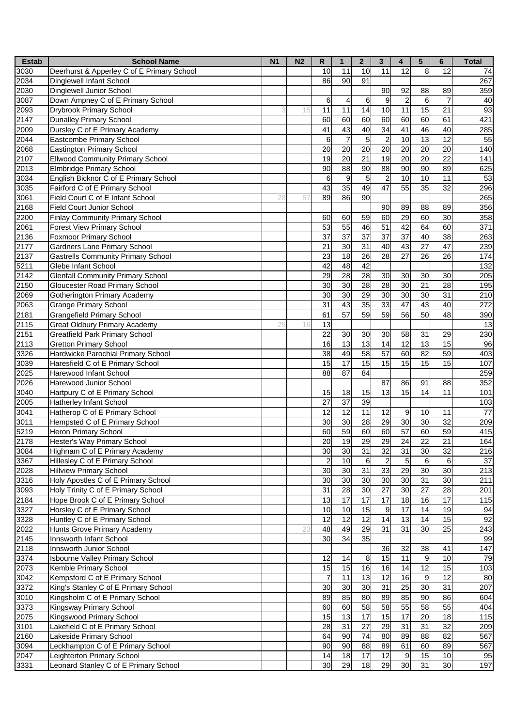| Estab | School Name | N1 | N2 | R | 1 | 2 | 3 | 4 | 5 | 6 | Total |
|---|---|---|---|---|---|---|---|---|---|---|---|
| 3030 | Deerhurst & Apperley C of E Primary School | | | 10 | 11 | 10 | 11 | 12 | 8 | 12 | 74 |
| 2034 | Dinglewell Infant School | | | 86 | 90 | 91 | | | | | 267 |
| 2030 | Dinglewell Junior School | | | | | | 90 | 92 | 88 | 89 | 359 |
| 3087 | Down Ampney C of E Primary School | | | 6 | 4 | 6 | 9 | 2 | 6 | 7 | 40 |
| 2093 | Drybrook Primary School | 3 | 15 | 11 | 11 | 14 | 10 | 11 | 15 | 21 | 93 |
| 2147 | Dunalley Primary School | | | 60 | 60 | 60 | 60 | 60 | 60 | 61 | 421 |
| 2009 | Dursley C of E Primary Academy | | | 41 | 43 | 40 | 34 | 41 | 46 | 40 | 285 |
| 2044 | Eastcombe Primary School | | | 6 | 7 | 5 | 2 | 10 | 13 | 12 | 55 |
| 2068 | Eastington Primary School | | | 20 | 20 | 20 | 20 | 20 | 20 | 20 | 140 |
| 2107 | Ellwood Community Primary School | | | 19 | 20 | 21 | 19 | 20 | 20 | 22 | 141 |
| 2013 | Elmbridge Primary School | | | 90 | 88 | 90 | 88 | 90 | 90 | 89 | 625 |
| 3034 | English Bicknor C of E Primary School | | | 6 | 9 | 5 | 2 | 10 | 10 | 11 | 53 |
| 3035 | Fairford C of E Primary School | | | 43 | 35 | 49 | 47 | 55 | 35 | 32 | 296 |
| 3061 | Field Court C of E Infant School | 28 | 57 | 89 | 86 | 90 | | | | | 265 |
| 2168 | Field Court Junior School | | | | | | 90 | 89 | 88 | 89 | 356 |
| 2200 | Finlay Community Primary School | | | 60 | 60 | 59 | 60 | 29 | 60 | 30 | 358 |
| 2061 | Forest View Primary School | | | 53 | 55 | 46 | 51 | 42 | 64 | 60 | 371 |
| 2136 | Foxmoor Primary School | | | 37 | 37 | 37 | 37 | 37 | 40 | 38 | 263 |
| 2177 | Gardners Lane Primary School | | | 21 | 30 | 31 | 40 | 43 | 27 | 47 | 239 |
| 2137 | Gastrells Community Primary School | | | 23 | 18 | 26 | 28 | 27 | 26 | 26 | 174 |
| 5211 | Glebe Infant School | | | 42 | 48 | 42 | | | | | 132 |
| 2142 | Glenfall Community Primary School | | | 29 | 28 | 28 | 30 | 30 | 30 | 30 | 205 |
| 2150 | Gloucester Road Primary School | | | 30 | 30 | 28 | 28 | 30 | 21 | 28 | 195 |
| 2069 | Gotherington Primary Academy | | | 30 | 30 | 29 | 30 | 30 | 30 | 31 | 210 |
| 2063 | Grange Primary School | | | 31 | 43 | 35 | 33 | 47 | 43 | 40 | 272 |
| 2181 | Grangefield Primary School | | | 61 | 57 | 59 | 59 | 56 | 50 | 48 | 390 |
| 2115 | Great Oldbury Primary Academy | 25 | 16 | 13 | | | | | | | 13 |
| 2151 | Greatfield Park Primary School | | | 22 | 30 | 30 | 30 | 58 | 31 | 29 | 230 |
| 2113 | Gretton Primary School | | | 16 | 13 | 13 | 14 | 12 | 13 | 15 | 96 |
| 3326 | Hardwicke Parochial Primary School | | | 38 | 49 | 58 | 57 | 60 | 82 | 59 | 403 |
| 3039 | Haresfield C of E Primary School | | | 15 | 17 | 15 | 15 | 15 | 15 | 15 | 107 |
| 2025 | Harewood Infant School | | | 88 | 87 | 84 | | | | | 259 |
| 2026 | Harewood Junior School | | | | | | 87 | 86 | 91 | 88 | 352 |
| 3040 | Hartpury C of E Primary School | | | 15 | 18 | 15 | 13 | 15 | 14 | 11 | 101 |
| 2005 | Hatherley Infant School | | | 27 | 37 | 39 | | | | | 103 |
| 3041 | Hatherop C of E Primary School | | | 12 | 12 | 11 | 12 | 9 | 10 | 11 | 77 |
| 3011 | Hempsted C of E Primary School | | | 30 | 30 | 28 | 29 | 30 | 30 | 32 | 209 |
| 5219 | Heron Primary School | | | 60 | 59 | 60 | 60 | 57 | 60 | 59 | 415 |
| 2178 | Hester's Way Primary School | | | 20 | 19 | 29 | 29 | 24 | 22 | 21 | 164 |
| 3084 | Highnam C of E Primary Academy | | | 30 | 30 | 31 | 32 | 31 | 30 | 32 | 216 |
| 3367 | Hillesley C of E Primary School | | | 2 | 10 | 6 | 2 | 5 | 6 | 6 | 37 |
| 2028 | Hillview Primary School | | | 30 | 30 | 31 | 33 | 29 | 30 | 30 | 213 |
| 3316 | Holy Apostles C of E Primary School | | | 30 | 30 | 30 | 30 | 30 | 31 | 30 | 211 |
| 3093 | Holy Trinity C of E Primary School | | | 31 | 28 | 30 | 27 | 30 | 27 | 28 | 201 |
| 2184 | Hope Brook C of E Primary School | | | 13 | 17 | 17 | 17 | 18 | 16 | 17 | 115 |
| 3327 | Horsley C of E Primary School | | | 10 | 10 | 15 | 9 | 17 | 14 | 19 | 94 |
| 3328 | Huntley C of E Primary School | | | 12 | 12 | 12 | 14 | 13 | 14 | 15 | 92 |
| 2022 | Hunts Grove Primary Academy | | 23 | 48 | 49 | 29 | 31 | 31 | 30 | 25 | 243 |
| 2145 | Innsworth Infant School | | | 30 | 34 | 35 | | | | | 99 |
| 2118 | Innsworth Junior School | | | | | | 36 | 32 | 38 | 41 | 147 |
| 3374 | Isbourne Valley Primary School | | | 12 | 14 | 8 | 15 | 11 | 9 | 10 | 79 |
| 2073 | Kemble Primary School | | | 15 | 15 | 16 | 16 | 14 | 12 | 15 | 103 |
| 3042 | Kempsford C of E Primary School | | | 7 | 11 | 13 | 12 | 16 | 9 | 12 | 80 |
| 3372 | King's Stanley C of E Primary School | | | 30 | 30 | 30 | 31 | 25 | 30 | 31 | 207 |
| 3010 | Kingsholm C of E Primary School | | | 89 | 85 | 80 | 89 | 85 | 90 | 86 | 604 |
| 3373 | Kingsway Primary School | | | 60 | 60 | 58 | 58 | 55 | 58 | 55 | 404 |
| 2075 | Kingswood Primary School | | | 15 | 13 | 17 | 15 | 17 | 20 | 18 | 115 |
| 3101 | Lakefield C of E Primary School | | | 28 | 31 | 27 | 29 | 31 | 31 | 32 | 209 |
| 2160 | Lakeside Primary School | | | 64 | 90 | 74 | 80 | 89 | 88 | 82 | 567 |
| 3094 | Leckhampton C of E Primary School | | | 90 | 90 | 88 | 89 | 61 | 60 | 89 | 567 |
| 2047 | Leighterton Primary School | | | 14 | 18 | 17 | 12 | 9 | 15 | 10 | 95 |
| 3331 | Leonard Stanley C of E Primary School | | | 30 | 29 | 18 | 29 | 30 | 31 | 30 | 197 |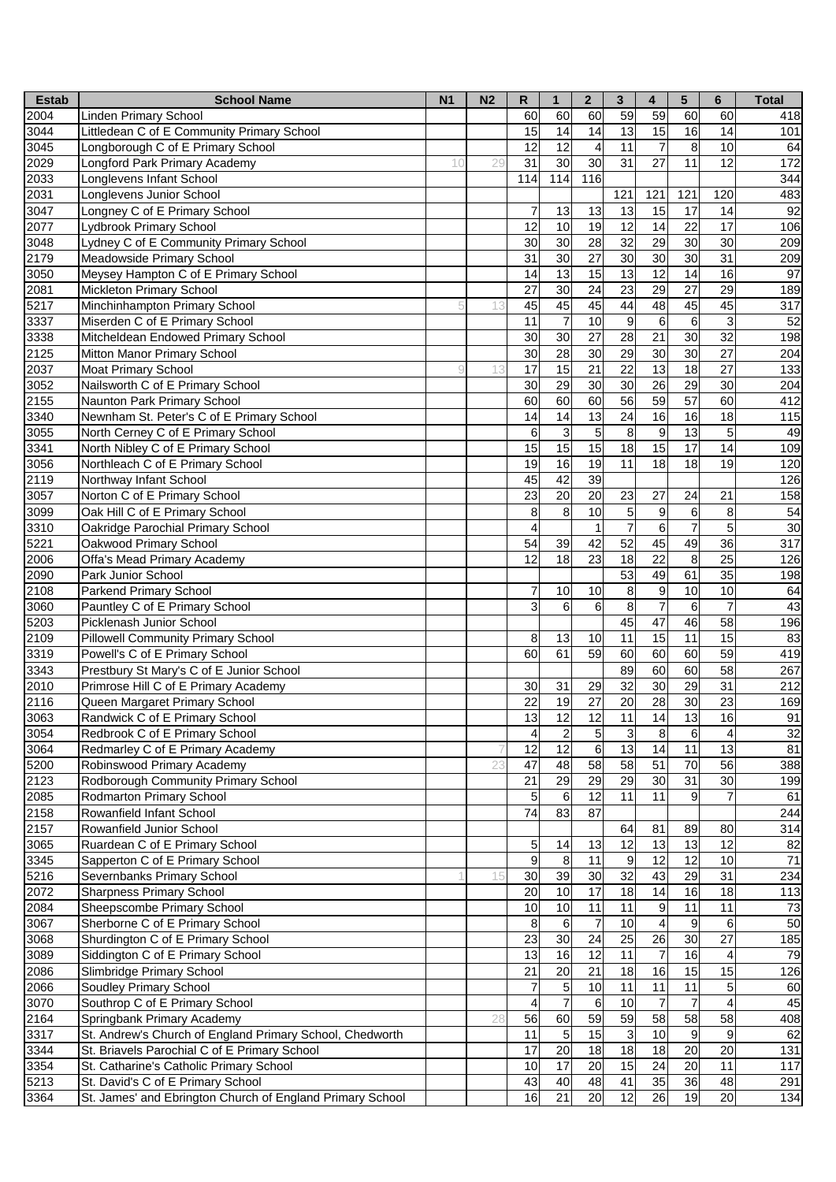| Estab | School Name | N1 | N2 | R | 1 | 2 | 3 | 4 | 5 | 6 | Total |
|---|---|---|---|---|---|---|---|---|---|---|---|
| 2004 | Linden Primary School | | | 60 | 60 | 60 | 59 | 59 | 60 | 60 | 418 |
| 3044 | Littledean C of E Community Primary School | | | 15 | 14 | 14 | 13 | 15 | 16 | 14 | 101 |
| 3045 | Longborough C of E Primary School | | | 12 | 12 | 4 | 11 | 7 | 8 | 10 | 64 |
| 2029 | Longford Park Primary Academy | 10 | 29 | 31 | 30 | 30 | 31 | 27 | 11 | 12 | 172 |
| 2033 | Longlevens Infant School | | | 114 | 114 | 116 | | | | | 344 |
| 2031 | Longlevens Junior School | | | | | | 121 | 121 | 121 | 120 | 483 |
| 3047 | Longney C of E Primary School | | | 7 | 13 | 13 | 13 | 15 | 17 | 14 | 92 |
| 2077 | Lydbrook Primary School | | | 12 | 10 | 19 | 12 | 14 | 22 | 17 | 106 |
| 3048 | Lydney C of E Community Primary School | | | 30 | 30 | 28 | 32 | 29 | 30 | 30 | 209 |
| 2179 | Meadowside Primary School | | | 31 | 30 | 27 | 30 | 30 | 30 | 31 | 209 |
| 3050 | Meysey Hampton C of E Primary School | | | 14 | 13 | 15 | 13 | 12 | 14 | 16 | 97 |
| 2081 | Mickleton Primary School | | | 27 | 30 | 24 | 23 | 29 | 27 | 29 | 189 |
| 5217 | Minchinhampton Primary School | 5 | 13 | 45 | 45 | 45 | 44 | 48 | 45 | 45 | 317 |
| 3337 | Miserden C of E Primary School | | | 11 | 7 | 10 | 9 | 6 | 6 | 3 | 52 |
| 3338 | Mitcheldean Endowed Primary School | | | 30 | 30 | 27 | 28 | 21 | 30 | 32 | 198 |
| 2125 | Mitton Manor Primary School | | | 30 | 28 | 30 | 29 | 30 | 30 | 27 | 204 |
| 2037 | Moat Primary School | 9 | 13 | 17 | 15 | 21 | 22 | 13 | 18 | 27 | 133 |
| 3052 | Nailsworth C of E Primary School | | | 30 | 29 | 30 | 30 | 26 | 29 | 30 | 204 |
| 2155 | Naunton Park Primary School | | | 60 | 60 | 60 | 56 | 59 | 57 | 60 | 412 |
| 3340 | Newnham St. Peter's C of E Primary School | | | 14 | 14 | 13 | 24 | 16 | 16 | 18 | 115 |
| 3055 | North Cerney C of E Primary School | | | 6 | 3 | 5 | 8 | 9 | 13 | 5 | 49 |
| 3341 | North Nibley C of E Primary School | | | 15 | 15 | 15 | 18 | 15 | 17 | 14 | 109 |
| 3056 | Northleach C of E Primary School | | | 19 | 16 | 19 | 11 | 18 | 18 | 19 | 120 |
| 2119 | Northway Infant School | | | 45 | 42 | 39 | | | | | 126 |
| 3057 | Norton C of E Primary School | | | 23 | 20 | 20 | 23 | 27 | 24 | 21 | 158 |
| 3099 | Oak Hill C of E Primary School | | | 8 | 8 | 10 | 5 | 9 | 6 | 8 | 54 |
| 3310 | Oakridge Parochial Primary School | | | 4 | | 1 | 7 | 6 | 7 | 5 | 30 |
| 5221 | Oakwood Primary School | | | 54 | 39 | 42 | 52 | 45 | 49 | 36 | 317 |
| 2006 | Offa's Mead Primary Academy | | | 12 | 18 | 23 | 18 | 22 | 8 | 25 | 126 |
| 2090 | Park Junior School | | | | | | 53 | 49 | 61 | 35 | 198 |
| 2108 | Parkend Primary School | | | 7 | 10 | 10 | 8 | 9 | 10 | 10 | 64 |
| 3060 | Pauntley C of E Primary School | | | 3 | 6 | 6 | 8 | 7 | 6 | 7 | 43 |
| 5203 | Picklenash Junior School | | | | | | 45 | 47 | 46 | 58 | 196 |
| 2109 | Pillowell Community Primary School | | | 8 | 13 | 10 | 11 | 15 | 11 | 15 | 83 |
| 3319 | Powell's C of E Primary School | | | 60 | 61 | 59 | 60 | 60 | 60 | 59 | 419 |
| 3343 | Prestbury St Mary's C of E Junior School | | | | | | 89 | 60 | 60 | 58 | 267 |
| 2010 | Primrose Hill C of E Primary Academy | | | 30 | 31 | 29 | 32 | 30 | 29 | 31 | 212 |
| 2116 | Queen Margaret Primary School | | | 22 | 19 | 27 | 20 | 28 | 30 | 23 | 169 |
| 3063 | Randwick C of E Primary School | | | 13 | 12 | 12 | 11 | 14 | 13 | 16 | 91 |
| 3054 | Redbrook C of E Primary School | | | 4 | 2 | 5 | 3 | 8 | 6 | 4 | 32 |
| 3064 | Redmarley C of E Primary Academy | | 7 | 12 | 12 | 6 | 13 | 14 | 11 | 13 | 81 |
| 5200 | Robinswood Primary Academy | | 23 | 47 | 48 | 58 | 58 | 51 | 70 | 56 | 388 |
| 2123 | Rodborough Community Primary School | | | 21 | 29 | 29 | 29 | 30 | 31 | 30 | 199 |
| 2085 | Rodmarton Primary School | | | 5 | 6 | 12 | 11 | 11 | 9 | 7 | 61 |
| 2158 | Rowanfield Infant School | | | 74 | 83 | 87 | | | | | 244 |
| 2157 | Rowanfield Junior School | | | | | | 64 | 81 | 89 | 80 | 314 |
| 3065 | Ruardean C of E Primary School | | | 5 | 14 | 13 | 12 | 13 | 13 | 12 | 82 |
| 3345 | Sapperton C of E Primary School | | | 9 | 8 | 11 | 9 | 12 | 12 | 10 | 71 |
| 5216 | Severnbanks Primary School | 1 | 15 | 30 | 39 | 30 | 32 | 43 | 29 | 31 | 234 |
| 2072 | Sharpness Primary School | | | 20 | 10 | 17 | 18 | 14 | 16 | 18 | 113 |
| 2084 | Sheepscombe Primary School | | | 10 | 10 | 11 | 11 | 9 | 11 | 11 | 73 |
| 3067 | Sherborne C of E Primary School | | | 8 | 6 | 7 | 10 | 4 | 9 | 6 | 50 |
| 3068 | Shurdington C of E Primary School | | | 23 | 30 | 24 | 25 | 26 | 30 | 27 | 185 |
| 3089 | Siddington C of E Primary School | | | 13 | 16 | 12 | 11 | 7 | 16 | 4 | 79 |
| 2086 | Slimbridge Primary School | | | 21 | 20 | 21 | 18 | 16 | 15 | 15 | 126 |
| 2066 | Soudley Primary School | | | 7 | 5 | 10 | 11 | 11 | 11 | 5 | 60 |
| 3070 | Southrop C of E Primary School | | | 4 | 7 | 6 | 10 | 7 | 7 | 4 | 45 |
| 2164 | Springbank Primary Academy | | 28 | 56 | 60 | 59 | 59 | 58 | 58 | 58 | 408 |
| 3317 | St. Andrew's Church of England Primary School, Chedworth | | | 11 | 5 | 15 | 3 | 10 | 9 | 9 | 62 |
| 3344 | St. Briavels Parochial C of E Primary School | | | 17 | 20 | 18 | 18 | 18 | 20 | 20 | 131 |
| 3354 | St. Catharine's Catholic Primary School | | | 10 | 17 | 20 | 15 | 24 | 20 | 11 | 117 |
| 5213 | St. David's C of E Primary School | | | 43 | 40 | 48 | 41 | 35 | 36 | 48 | 291 |
| 3364 | St. James' and Ebrington Church of England Primary School | | | 16 | 21 | 20 | 12 | 26 | 19 | 20 | 134 |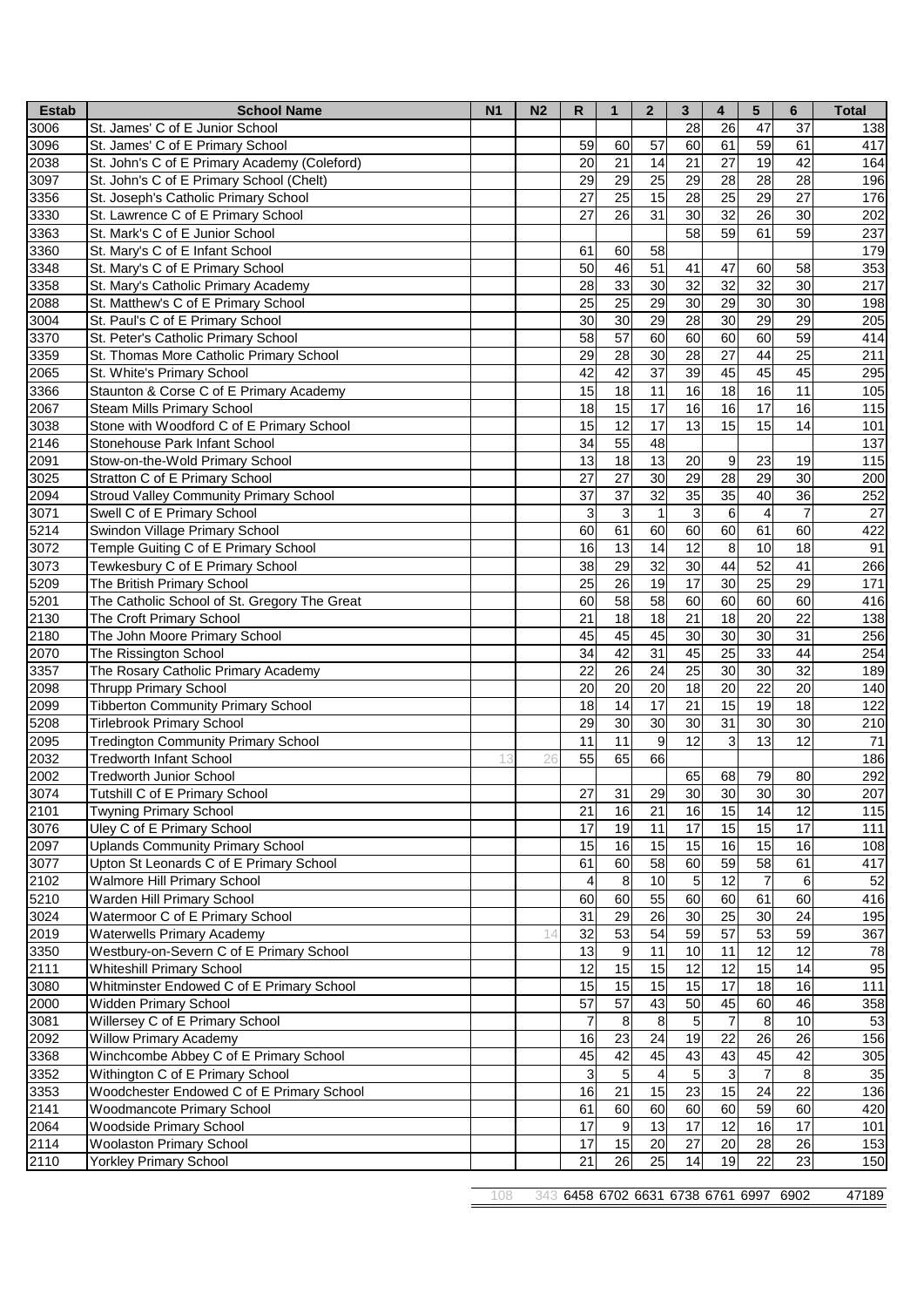| Estab | School Name | N1 | N2 | R | 1 | 2 | 3 | 4 | 5 | 6 | Total |
|---|---|---|---|---|---|---|---|---|---|---|---|
| 3006 | St. James' C of E Junior School | | | | | | 28 | 26 | 47 | 37 | 138 |
| 3096 | St. James' C of E Primary School | | | 59 | 60 | 57 | 60 | 61 | 59 | 61 | 417 |
| 2038 | St. John's C of E Primary Academy (Coleford) | | | 20 | 21 | 14 | 21 | 27 | 19 | 42 | 164 |
| 3097 | St. John's C of E Primary School (Chelt) | | | 29 | 29 | 25 | 29 | 28 | 28 | 28 | 196 |
| 3356 | St. Joseph's Catholic Primary School | | | 27 | 25 | 15 | 28 | 25 | 29 | 27 | 176 |
| 3330 | St. Lawrence C of E Primary School | | | 27 | 26 | 31 | 30 | 32 | 26 | 30 | 202 |
| 3363 | St. Mark's C of E Junior School | | | | | | 58 | 59 | 61 | 59 | 237 |
| 3360 | St. Mary's C of E Infant School | | | 61 | 60 | 58 | | | | | 179 |
| 3348 | St. Mary's C of E Primary School | | | 50 | 46 | 51 | 41 | 47 | 60 | 58 | 353 |
| 3358 | St. Mary's Catholic Primary Academy | | | 28 | 33 | 30 | 32 | 32 | 32 | 30 | 217 |
| 2088 | St. Matthew's C of E Primary School | | | 25 | 25 | 29 | 30 | 29 | 30 | 30 | 198 |
| 3004 | St. Paul's C of E Primary School | | | 30 | 30 | 29 | 28 | 30 | 29 | 29 | 205 |
| 3370 | St. Peter's Catholic Primary School | | | 58 | 57 | 60 | 60 | 60 | 60 | 59 | 414 |
| 3359 | St. Thomas More Catholic Primary School | | | 29 | 28 | 30 | 28 | 27 | 44 | 25 | 211 |
| 2065 | St. White's Primary School | | | 42 | 42 | 37 | 39 | 45 | 45 | 45 | 295 |
| 3366 | Staunton & Corse C of E Primary Academy | | | 15 | 18 | 11 | 16 | 18 | 16 | 11 | 105 |
| 2067 | Steam Mills Primary School | | | 18 | 15 | 17 | 16 | 16 | 17 | 16 | 115 |
| 3038 | Stone with Woodford C of E Primary School | | | 15 | 12 | 17 | 13 | 15 | 15 | 14 | 101 |
| 2146 | Stonehouse Park Infant School | | | 34 | 55 | 48 | | | | | 137 |
| 2091 | Stow-on-the-Wold Primary School | | | 13 | 18 | 13 | 20 | 9 | 23 | 19 | 115 |
| 3025 | Stratton C of E Primary School | | | 27 | 27 | 30 | 29 | 28 | 29 | 30 | 200 |
| 2094 | Stroud Valley Community Primary School | | | 37 | 37 | 32 | 35 | 35 | 40 | 36 | 252 |
| 3071 | Swell C of E Primary School | | | 3 | 3 | 1 | 3 | 6 | 4 | 7 | 27 |
| 5214 | Swindon Village Primary School | | | 60 | 61 | 60 | 60 | 60 | 61 | 60 | 422 |
| 3072 | Temple Guiting C of E Primary School | | | 16 | 13 | 14 | 12 | 8 | 10 | 18 | 91 |
| 3073 | Tewkesbury C of E Primary School | | | 38 | 29 | 32 | 30 | 44 | 52 | 41 | 266 |
| 5209 | The British Primary School | | | 25 | 26 | 19 | 17 | 30 | 25 | 29 | 171 |
| 5201 | The Catholic School of St. Gregory The Great | | | 60 | 58 | 58 | 60 | 60 | 60 | 60 | 416 |
| 2130 | The Croft Primary School | | | 21 | 18 | 18 | 21 | 18 | 20 | 22 | 138 |
| 2180 | The John Moore Primary School | | | 45 | 45 | 45 | 30 | 30 | 30 | 31 | 256 |
| 2070 | The Rissington School | | | 34 | 42 | 31 | 45 | 25 | 33 | 44 | 254 |
| 3357 | The Rosary Catholic Primary Academy | | | 22 | 26 | 24 | 25 | 30 | 30 | 32 | 189 |
| 2098 | Thrupp Primary School | | | 20 | 20 | 20 | 18 | 20 | 22 | 20 | 140 |
| 2099 | Tibberton Community Primary School | | | 18 | 14 | 17 | 21 | 15 | 19 | 18 | 122 |
| 5208 | Tirlebrook Primary School | | | 29 | 30 | 30 | 30 | 31 | 30 | 30 | 210 |
| 2095 | Tredington Community Primary School | | | 11 | 11 | 9 | 12 | 3 | 13 | 12 | 71 |
| 2032 | Tredworth Infant School | 13 | 26 | 55 | 65 | 66 | | | | | 186 |
| 2002 | Tredworth Junior School | | | | | | 65 | 68 | 79 | 80 | 292 |
| 3074 | Tutshill C of E Primary School | | | 27 | 31 | 29 | 30 | 30 | 30 | 30 | 207 |
| 2101 | Twyning Primary School | | | 21 | 16 | 21 | 16 | 15 | 14 | 12 | 115 |
| 3076 | Uley C of E Primary School | | | 17 | 19 | 11 | 17 | 15 | 15 | 17 | 111 |
| 2097 | Uplands Community Primary School | | | 15 | 16 | 15 | 15 | 16 | 15 | 16 | 108 |
| 3077 | Upton St Leonards C of E Primary School | | | 61 | 60 | 58 | 60 | 59 | 58 | 61 | 417 |
| 2102 | Walmore Hill Primary School | | | 4 | 8 | 10 | 5 | 12 | 7 | 6 | 52 |
| 5210 | Warden Hill Primary School | | | 60 | 60 | 55 | 60 | 60 | 61 | 60 | 416 |
| 3024 | Watermoor C of E Primary School | | | 31 | 29 | 26 | 30 | 25 | 30 | 24 | 195 |
| 2019 | Waterwells Primary Academy | | 14 | 32 | 53 | 54 | 59 | 57 | 53 | 59 | 367 |
| 3350 | Westbury-on-Severn C of E Primary School | | | 13 | 9 | 11 | 10 | 11 | 12 | 12 | 78 |
| 2111 | Whiteshill Primary School | | | 12 | 15 | 15 | 12 | 12 | 15 | 14 | 95 |
| 3080 | Whitminster Endowed C of E Primary School | | | 15 | 15 | 15 | 15 | 17 | 18 | 16 | 111 |
| 2000 | Widden Primary School | | | 57 | 57 | 43 | 50 | 45 | 60 | 46 | 358 |
| 3081 | Willersey C of E Primary School | | | 7 | 8 | 8 | 5 | 7 | 8 | 10 | 53 |
| 2092 | Willow Primary Academy | | | 16 | 23 | 24 | 19 | 22 | 26 | 26 | 156 |
| 3368 | Winchcombe Abbey C of E Primary School | | | 45 | 42 | 45 | 43 | 43 | 45 | 42 | 305 |
| 3352 | Withington C of E Primary School | | | 3 | 5 | 4 | 5 | 3 | 7 | 8 | 35 |
| 3353 | Woodchester Endowed C of E Primary School | | | 16 | 21 | 15 | 23 | 15 | 24 | 22 | 136 |
| 2141 | Woodmancote Primary School | | | 61 | 60 | 60 | 60 | 60 | 59 | 60 | 420 |
| 2064 | Woodside Primary School | | | 17 | 9 | 13 | 17 | 12 | 16 | 17 | 101 |
| 2114 | Woolaston Primary School | | | 17 | 15 | 20 | 27 | 20 | 28 | 26 | 153 |
| 2110 | Yorkley Primary School | | | 21 | 26 | 25 | 14 | 19 | 22 | 23 | 150 |
| | | 108 | 343 | 6458 | 6702 | 6631 | 6738 | 6761 | 6997 | 6902 | 47189 |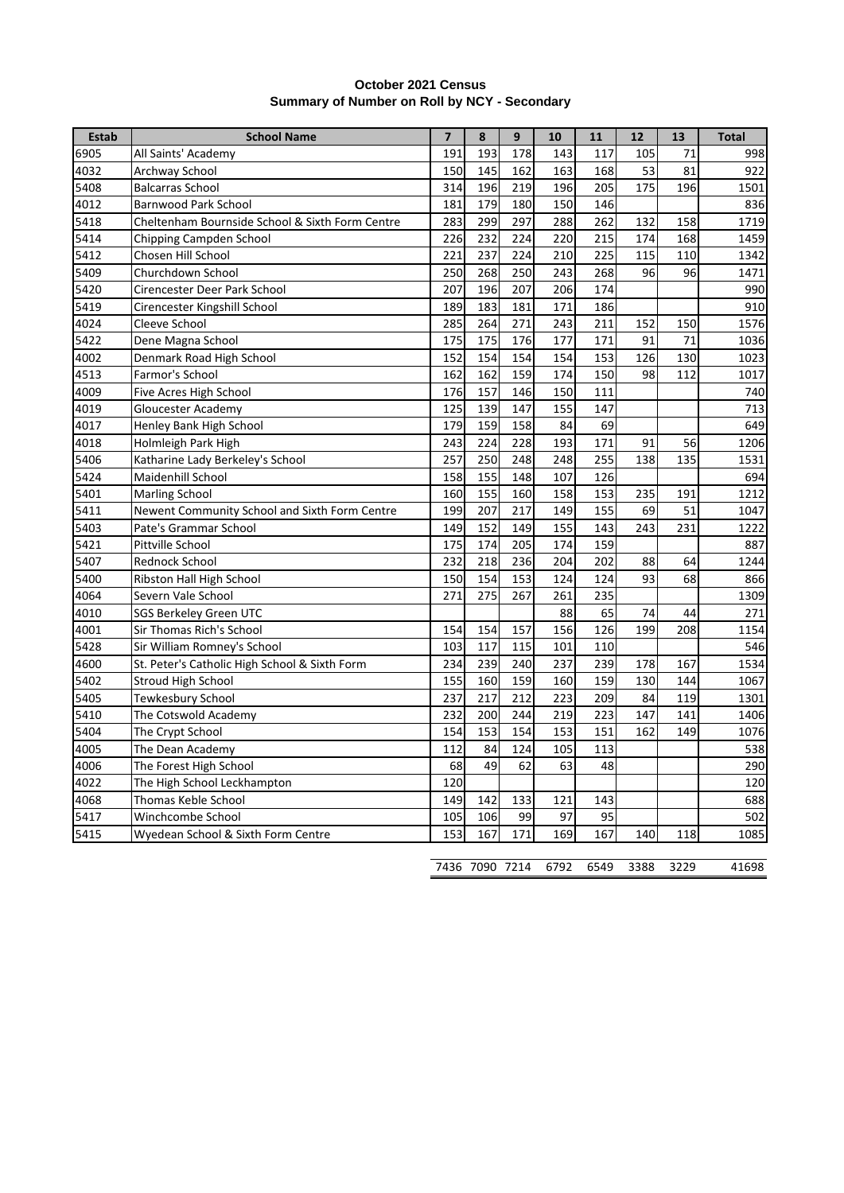**October 2021 Census**
**Summary of Number on Roll by NCY - Secondary**

| Estab | School Name | 7 | 8 | 9 | 10 | 11 | 12 | 13 | Total |
|---|---|---|---|---|---|---|---|---|---|
| 6905 | All Saints' Academy | 191 | 193 | 178 | 143 | 117 | 105 | 71 | 998 |
| 4032 | Archway School | 150 | 145 | 162 | 163 | 168 | 53 | 81 | 922 |
| 5408 | Balcarras School | 314 | 196 | 219 | 196 | 205 | 175 | 196 | 1501 |
| 4012 | Barnwood Park School | 181 | 179 | 180 | 150 | 146 | | | 836 |
| 5418 | Cheltenham Bournside School & Sixth Form Centre | 283 | 299 | 297 | 288 | 262 | 132 | 158 | 1719 |
| 5414 | Chipping Campden School | 226 | 232 | 224 | 220 | 215 | 174 | 168 | 1459 |
| 5412 | Chosen Hill School | 221 | 237 | 224 | 210 | 225 | 115 | 110 | 1342 |
| 5409 | Churchdown School | 250 | 268 | 250 | 243 | 268 | 96 | 96 | 1471 |
| 5420 | Cirencester Deer Park School | 207 | 196 | 207 | 206 | 174 | | | 990 |
| 5419 | Cirencester Kingshill School | 189 | 183 | 181 | 171 | 186 | | | 910 |
| 4024 | Cleeve School | 285 | 264 | 271 | 243 | 211 | 152 | 150 | 1576 |
| 5422 | Dene Magna School | 175 | 175 | 176 | 177 | 171 | 91 | 71 | 1036 |
| 4002 | Denmark Road High School | 152 | 154 | 154 | 154 | 153 | 126 | 130 | 1023 |
| 4513 | Farmor's School | 162 | 162 | 159 | 174 | 150 | 98 | 112 | 1017 |
| 4009 | Five Acres High School | 176 | 157 | 146 | 150 | 111 | | | 740 |
| 4019 | Gloucester Academy | 125 | 139 | 147 | 155 | 147 | | | 713 |
| 4017 | Henley Bank High School | 179 | 159 | 158 | 84 | 69 | | | 649 |
| 4018 | Holmleigh Park High | 243 | 224 | 228 | 193 | 171 | 91 | 56 | 1206 |
| 5406 | Katharine Lady Berkeley's School | 257 | 250 | 248 | 248 | 255 | 138 | 135 | 1531 |
| 5424 | Maidenhill School | 158 | 155 | 148 | 107 | 126 | | | 694 |
| 5401 | Marling School | 160 | 155 | 160 | 158 | 153 | 235 | 191 | 1212 |
| 5411 | Newent Community School and Sixth Form Centre | 199 | 207 | 217 | 149 | 155 | 69 | 51 | 1047 |
| 5403 | Pate's Grammar School | 149 | 152 | 149 | 155 | 143 | 243 | 231 | 1222 |
| 5421 | Pittville School | 175 | 174 | 205 | 174 | 159 | | | 887 |
| 5407 | Rednock School | 232 | 218 | 236 | 204 | 202 | 88 | 64 | 1244 |
| 5400 | Ribston Hall High School | 150 | 154 | 153 | 124 | 124 | 93 | 68 | 866 |
| 4064 | Severn Vale School | 271 | 275 | 267 | 261 | 235 | | | 1309 |
| 4010 | SGS Berkeley Green UTC | | | | 88 | 65 | 74 | 44 | 271 |
| 4001 | Sir Thomas Rich's School | 154 | 154 | 157 | 156 | 126 | 199 | 208 | 1154 |
| 5428 | Sir William Romney's School | 103 | 117 | 115 | 101 | 110 | | | 546 |
| 4600 | St. Peter's Catholic High School & Sixth Form | 234 | 239 | 240 | 237 | 239 | 178 | 167 | 1534 |
| 5402 | Stroud High School | 155 | 160 | 159 | 160 | 159 | 130 | 144 | 1067 |
| 5405 | Tewkesbury School | 237 | 217 | 212 | 223 | 209 | 84 | 119 | 1301 |
| 5410 | The Cotswold Academy | 232 | 200 | 244 | 219 | 223 | 147 | 141 | 1406 |
| 5404 | The Crypt School | 154 | 153 | 154 | 153 | 151 | 162 | 149 | 1076 |
| 4005 | The Dean Academy | 112 | 84 | 124 | 105 | 113 | | | 538 |
| 4006 | The Forest High School | 68 | 49 | 62 | 63 | 48 | | | 290 |
| 4022 | The High School Leckhampton | 120 | | | | | | | 120 |
| 4068 | Thomas Keble School | 149 | 142 | 133 | 121 | 143 | | | 688 |
| 5417 | Winchcombe School | 105 | 106 | 99 | 97 | 95 | | | 502 |
| 5415 | Wyedean School & Sixth Form Centre | 153 | 167 | 171 | 169 | 167 | 140 | 118 | 1085 |
| | | 7436 | 7090 | 7214 | 6792 | 6549 | 3388 | 3229 | 41698 |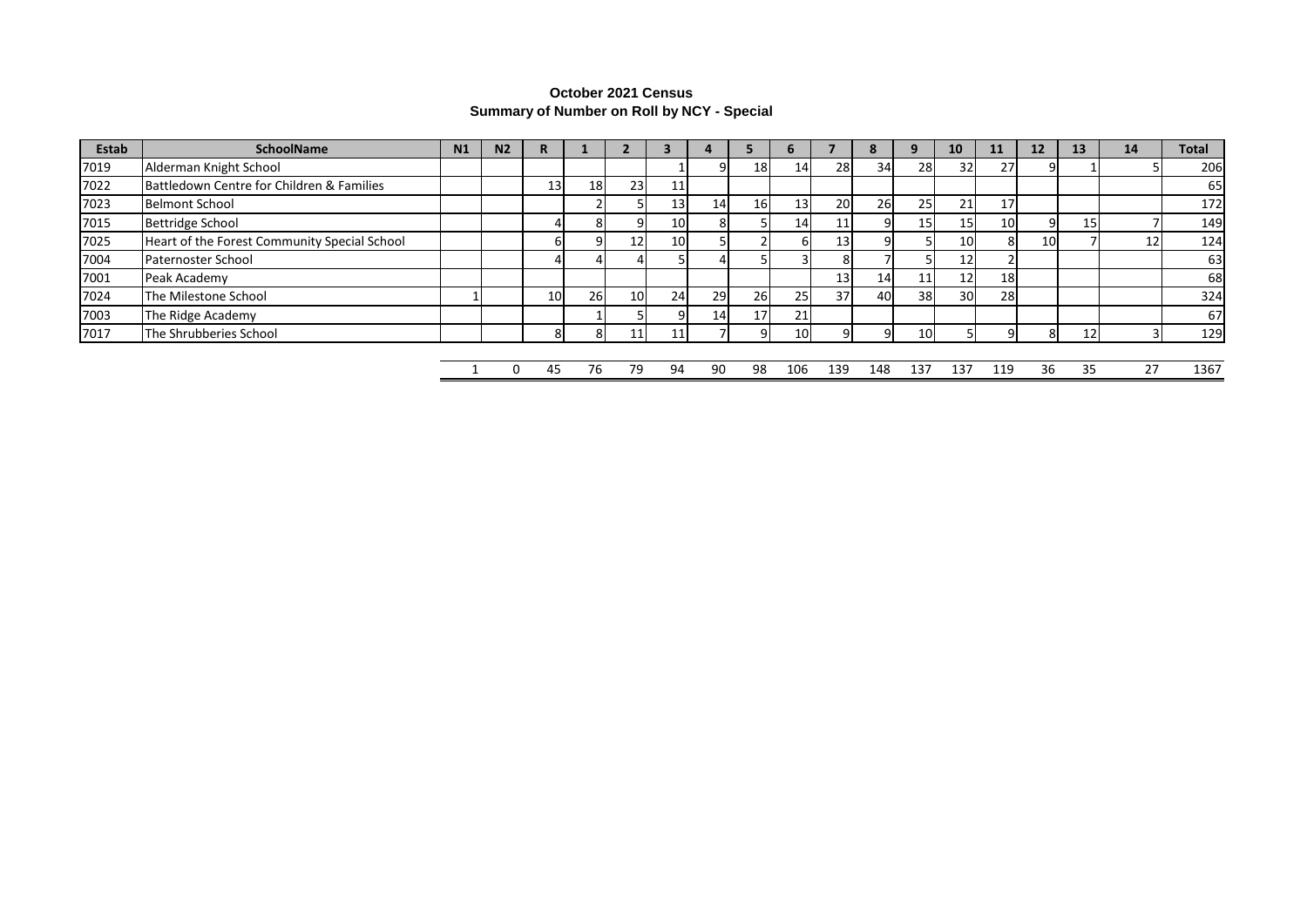**October 2021 Census**
**Summary of Number on Roll by NCY - Special**

| Estab | SchoolName | N1 | N2 | R | 1 | 2 | 3 | 4 | 5 | 6 | 7 | 8 | 9 | 10 | 11 | 12 | 13 | 14 | Total |
|---|---|---|---|---|---|---|---|---|---|---|---|---|---|---|---|---|---|---|---|
| 7019 | Alderman Knight School | | | | | | 1 | 9 | 18 | 14 | 28 | 34 | 28 | 32 | 27 | 9 | 1 | 5 | 206 |
| 7022 | Battledown Centre for Children & Families | | | 13 | 18 | 23 | 11 | | | | | | | | | | | | 65 |
| 7023 | Belmont School | | | | 2 | 5 | 13 | 14 | 16 | 13 | 20 | 26 | 25 | 21 | 17 | | | | 172 |
| 7015 | Bettridge School | | | 4 | 8 | 9 | 10 | 8 | 5 | 14 | 11 | 9 | 15 | 15 | 10 | 9 | 15 | 7 | 149 |
| 7025 | Heart of the Forest Community Special School | | | 6 | 9 | 12 | 10 | 5 | 2 | 6 | 13 | 9 | 5 | 10 | 8 | 10 | 7 | 12 | 124 |
| 7004 | Paternoster School | | | 4 | 4 | 4 | 5 | 4 | 5 | 3 | 8 | 7 | 5 | 12 | 2 | | | | 63 |
| 7001 | Peak Academy | | | | | | | | | | 13 | 14 | 11 | 12 | 18 | | | | 68 |
| 7024 | The Milestone School | 1 | | 10 | 26 | 10 | 24 | 29 | 26 | 25 | 37 | 40 | 38 | 30 | 28 | | | | 324 |
| 7003 | The Ridge Academy | | | | 1 | 5 | 9 | 14 | 17 | 21 | | | | | | | | | 67 |
| 7017 | The Shrubberies School | | | 8 | 8 | 11 | 11 | 7 | 9 | 10 | 9 | 9 | 10 | 5 | 9 | 8 | 12 | 3 | 129 |
| | | 1 | 0 | 45 | 76 | 79 | 94 | 90 | 98 | 106 | 139 | 148 | 137 | 137 | 119 | 36 | 35 | 27 | 1367 |